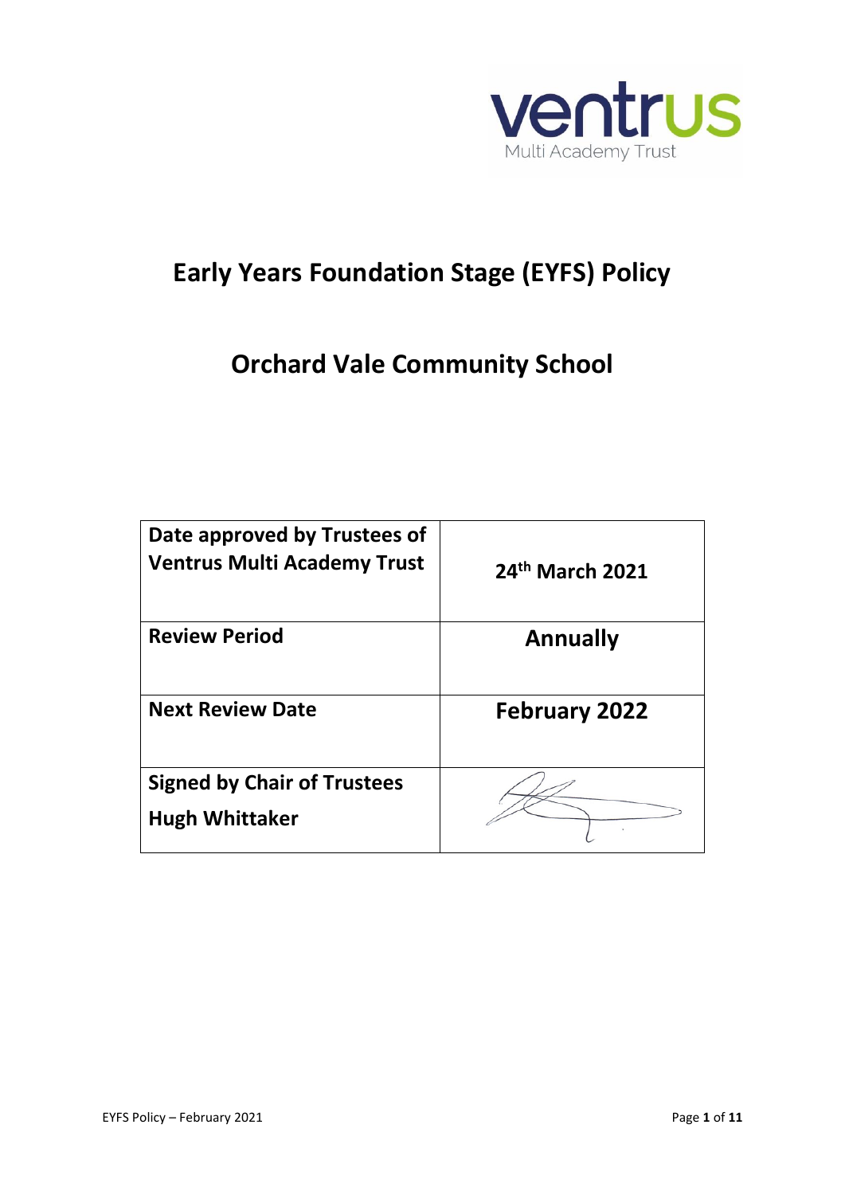ventrus
Multi Academy Trust

# Early Years Foundation Stage (EYFS) Policy

# Orchard Vale Community School

| Date approved by Trustees of Ventrus Multi Academy Trust | 24th March 2021 |
|---|---|
| Review Period | Annually |
| Next Review Date | February 2022 |
| Signed by Chair of Trustees Hugh Whittaker | |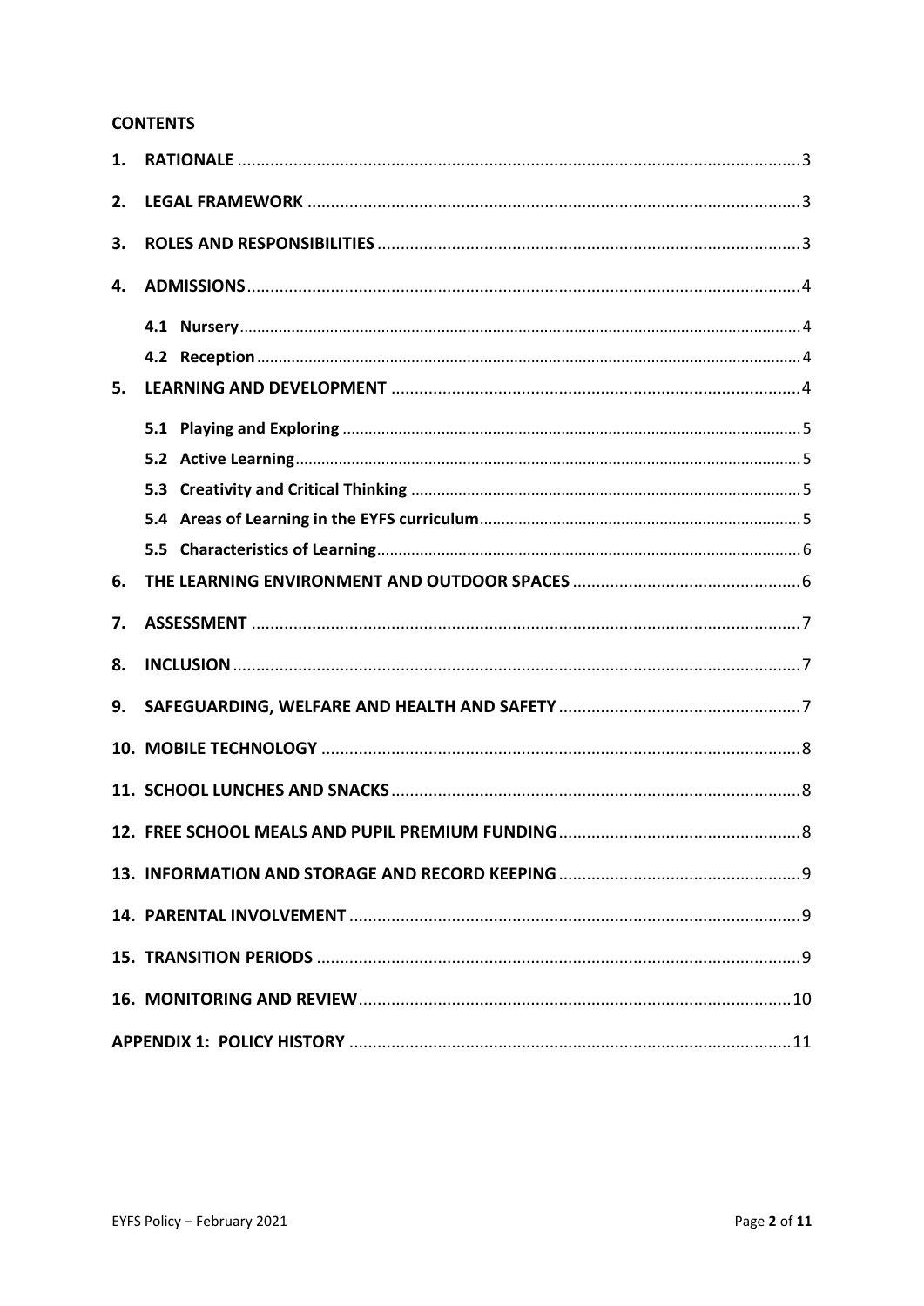**CONTENTS**

1. **RATIONALE** ........ 3
2. **LEGAL FRAMEWORK** ........ 3
3. **ROLES AND RESPONSIBILITIES** ........ 3
4. **ADMISSIONS** ........ 4
   - **4.1 Nursery** ........ 4
   - **4.2 Reception** ........ 4
5. **LEARNING AND DEVELOPMENT** ........ 4
   - **5.1 Playing and Exploring** ........ 5
   - **5.2 Active Learning** ........ 5
   - **5.3 Creativity and Critical Thinking** ........ 5
   - **5.4 Areas of Learning in the EYFS curriculum** ........ 5
   - **5.5 Characteristics of Learning** ........ 6
6. **THE LEARNING ENVIRONMENT AND OUTDOOR SPACES** ........ 6
7. **ASSESSMENT** ........ 7
8. **INCLUSION** ........ 7
9. **SAFEGUARDING, WELFARE AND HEALTH AND SAFETY** ........ 7
10. **MOBILE TECHNOLOGY** ........ 8
11. **SCHOOL LUNCHES AND SNACKS** ........ 8
12. **FREE SCHOOL MEALS AND PUPIL PREMIUM FUNDING** ........ 8
13. **INFORMATION AND STORAGE AND RECORD KEEPING** ........ 9
14. **PARENTAL INVOLVEMENT** ........ 9
15. **TRANSITION PERIODS** ........ 9
16. **MONITORING AND REVIEW** ........ 10

**APPENDIX 1: POLICY HISTORY** ........ 11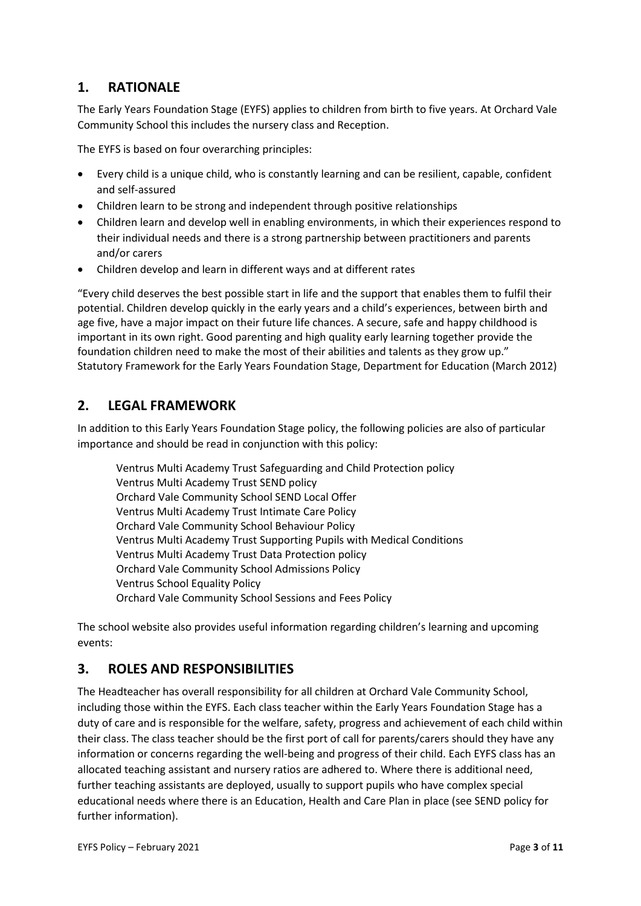## 1. RATIONALE

The Early Years Foundation Stage (EYFS) applies to children from birth to five years. At Orchard Vale Community School this includes the nursery class and Reception.

The EYFS is based on four overarching principles:

- Every child is a unique child, who is constantly learning and can be resilient, capable, confident and self-assured
- Children learn to be strong and independent through positive relationships
- Children learn and develop well in enabling environments, in which their experiences respond to their individual needs and there is a strong partnership between practitioners and parents and/or carers
- Children develop and learn in different ways and at different rates

"Every child deserves the best possible start in life and the support that enables them to fulfil their potential. Children develop quickly in the early years and a child's experiences, between birth and age five, have a major impact on their future life chances. A secure, safe and happy childhood is important in its own right. Good parenting and high quality early learning together provide the foundation children need to make the most of their abilities and talents as they grow up." Statutory Framework for the Early Years Foundation Stage, Department for Education (March 2012)

## 2. LEGAL FRAMEWORK

In addition to this Early Years Foundation Stage policy, the following policies are also of particular importance and should be read in conjunction with this policy:

Ventrus Multi Academy Trust Safeguarding and Child Protection policy
Ventrus Multi Academy Trust SEND policy
Orchard Vale Community School SEND Local Offer
Ventrus Multi Academy Trust Intimate Care Policy
Orchard Vale Community School Behaviour Policy
Ventrus Multi Academy Trust Supporting Pupils with Medical Conditions
Ventrus Multi Academy Trust Data Protection policy
Orchard Vale Community School Admissions Policy
Ventrus School Equality Policy
Orchard Vale Community School Sessions and Fees Policy

The school website also provides useful information regarding children's learning and upcoming events:

## 3. ROLES AND RESPONSIBILITIES

The Headteacher has overall responsibility for all children at Orchard Vale Community School, including those within the EYFS. Each class teacher within the Early Years Foundation Stage has a duty of care and is responsible for the welfare, safety, progress and achievement of each child within their class. The class teacher should be the first port of call for parents/carers should they have any information or concerns regarding the well-being and progress of their child. Each EYFS class has an allocated teaching assistant and nursery ratios are adhered to. Where there is additional need, further teaching assistants are deployed, usually to support pupils who have complex special educational needs where there is an Education, Health and Care Plan in place (see SEND policy for further information).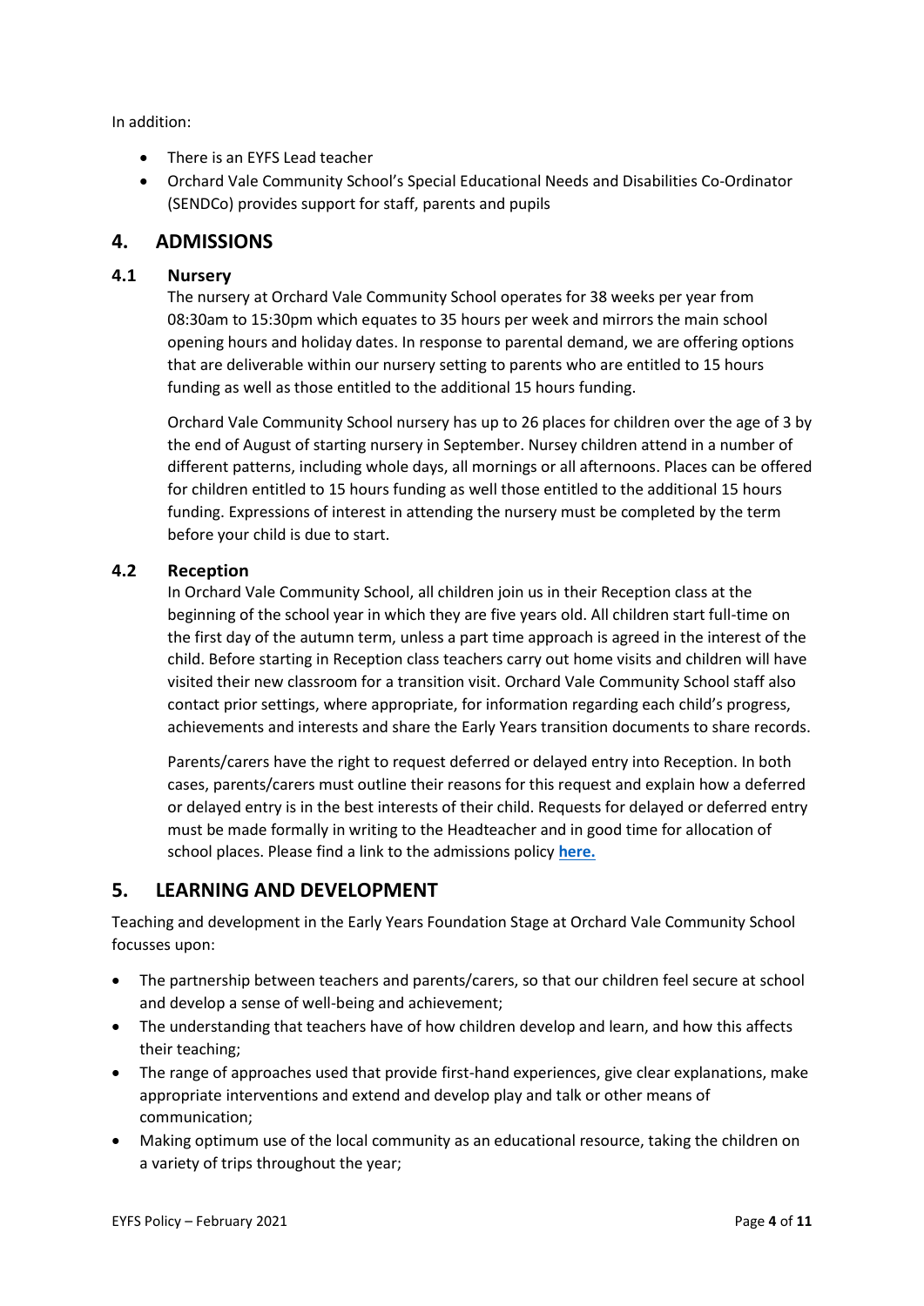In addition:

- There is an EYFS Lead teacher
- Orchard Vale Community School's Special Educational Needs and Disabilities Co-Ordinator (SENDCo) provides support for staff, parents and pupils

## 4. ADMISSIONS

### 4.1 Nursery

The nursery at Orchard Vale Community School operates for 38 weeks per year from 08:30am to 15:30pm which equates to 35 hours per week and mirrors the main school opening hours and holiday dates. In response to parental demand, we are offering options that are deliverable within our nursery setting to parents who are entitled to 15 hours funding as well as those entitled to the additional 15 hours funding.

Orchard Vale Community School nursery has up to 26 places for children over the age of 3 by the end of August of starting nursery in September. Nursey children attend in a number of different patterns, including whole days, all mornings or all afternoons. Places can be offered for children entitled to 15 hours funding as well those entitled to the additional 15 hours funding. Expressions of interest in attending the nursery must be completed by the term before your child is due to start.

### 4.2 Reception

In Orchard Vale Community School, all children join us in their Reception class at the beginning of the school year in which they are five years old. All children start full-time on the first day of the autumn term, unless a part time approach is agreed in the interest of the child. Before starting in Reception class teachers carry out home visits and children will have visited their new classroom for a transition visit. Orchard Vale Community School staff also contact prior settings, where appropriate, for information regarding each child's progress, achievements and interests and share the Early Years transition documents to share records.

Parents/carers have the right to request deferred or delayed entry into Reception. In both cases, parents/carers must outline their reasons for this request and explain how a deferred or delayed entry is in the best interests of their child. Requests for delayed or deferred entry must be made formally in writing to the Headteacher and in good time for allocation of school places. Please find a link to the admissions policy **here.**

## 5. LEARNING AND DEVELOPMENT

Teaching and development in the Early Years Foundation Stage at Orchard Vale Community School focusses upon:

- The partnership between teachers and parents/carers, so that our children feel secure at school and develop a sense of well-being and achievement;
- The understanding that teachers have of how children develop and learn, and how this affects their teaching;
- The range of approaches used that provide first-hand experiences, give clear explanations, make appropriate interventions and extend and develop play and talk or other means of communication;
- Making optimum use of the local community as an educational resource, taking the children on a variety of trips throughout the year;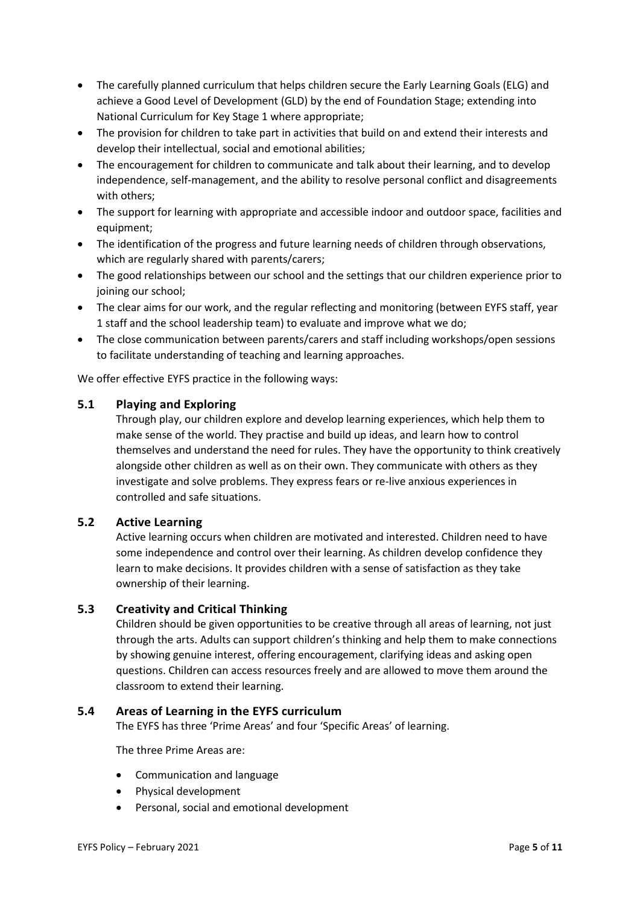- The carefully planned curriculum that helps children secure the Early Learning Goals (ELG) and achieve a Good Level of Development (GLD) by the end of Foundation Stage; extending into National Curriculum for Key Stage 1 where appropriate;
- The provision for children to take part in activities that build on and extend their interests and develop their intellectual, social and emotional abilities;
- The encouragement for children to communicate and talk about their learning, and to develop independence, self-management, and the ability to resolve personal conflict and disagreements with others;
- The support for learning with appropriate and accessible indoor and outdoor space, facilities and equipment;
- The identification of the progress and future learning needs of children through observations, which are regularly shared with parents/carers;
- The good relationships between our school and the settings that our children experience prior to joining our school;
- The clear aims for our work, and the regular reflecting and monitoring (between EYFS staff, year 1 staff and the school leadership team) to evaluate and improve what we do;
- The close communication between parents/carers and staff including workshops/open sessions to facilitate understanding of teaching and learning approaches.

We offer effective EYFS practice in the following ways:

### 5.1 Playing and Exploring

Through play, our children explore and develop learning experiences, which help them to make sense of the world. They practise and build up ideas, and learn how to control themselves and understand the need for rules. They have the opportunity to think creatively alongside other children as well as on their own. They communicate with others as they investigate and solve problems. They express fears or re-live anxious experiences in controlled and safe situations.

### 5.2 Active Learning

Active learning occurs when children are motivated and interested. Children need to have some independence and control over their learning. As children develop confidence they learn to make decisions. It provides children with a sense of satisfaction as they take ownership of their learning.

### 5.3 Creativity and Critical Thinking

Children should be given opportunities to be creative through all areas of learning, not just through the arts. Adults can support children's thinking and help them to make connections by showing genuine interest, offering encouragement, clarifying ideas and asking open questions. Children can access resources freely and are allowed to move them around the classroom to extend their learning.

### 5.4 Areas of Learning in the EYFS curriculum

The EYFS has three 'Prime Areas' and four 'Specific Areas' of learning.

The three Prime Areas are:

- Communication and language
- Physical development
- Personal, social and emotional development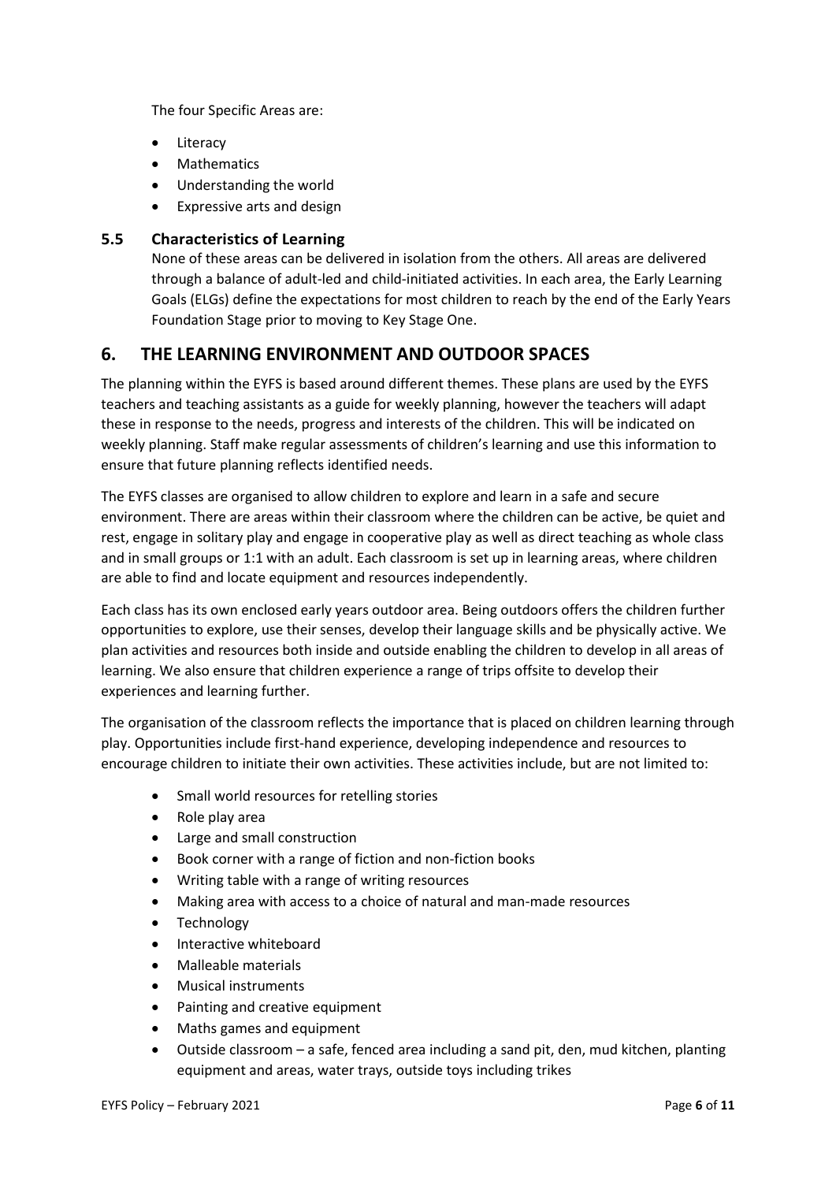The four Specific Areas are:

- Literacy
- Mathematics
- Understanding the world
- Expressive arts and design

### 5.5 Characteristics of Learning

None of these areas can be delivered in isolation from the others. All areas are delivered through a balance of adult-led and child-initiated activities. In each area, the Early Learning Goals (ELGs) define the expectations for most children to reach by the end of the Early Years Foundation Stage prior to moving to Key Stage One.

## 6. THE LEARNING ENVIRONMENT AND OUTDOOR SPACES

The planning within the EYFS is based around different themes. These plans are used by the EYFS teachers and teaching assistants as a guide for weekly planning, however the teachers will adapt these in response to the needs, progress and interests of the children. This will be indicated on weekly planning. Staff make regular assessments of children's learning and use this information to ensure that future planning reflects identified needs.

The EYFS classes are organised to allow children to explore and learn in a safe and secure environment. There are areas within their classroom where the children can be active, be quiet and rest, engage in solitary play and engage in cooperative play as well as direct teaching as whole class and in small groups or 1:1 with an adult. Each classroom is set up in learning areas, where children are able to find and locate equipment and resources independently.

Each class has its own enclosed early years outdoor area. Being outdoors offers the children further opportunities to explore, use their senses, develop their language skills and be physically active. We plan activities and resources both inside and outside enabling the children to develop in all areas of learning. We also ensure that children experience a range of trips offsite to develop their experiences and learning further.

The organisation of the classroom reflects the importance that is placed on children learning through play. Opportunities include first-hand experience, developing independence and resources to encourage children to initiate their own activities. These activities include, but are not limited to:

- Small world resources for retelling stories
- Role play area
- Large and small construction
- Book corner with a range of fiction and non-fiction books
- Writing table with a range of writing resources
- Making area with access to a choice of natural and man-made resources
- Technology
- Interactive whiteboard
- Malleable materials
- Musical instruments
- Painting and creative equipment
- Maths games and equipment
- Outside classroom – a safe, fenced area including a sand pit, den, mud kitchen, planting equipment and areas, water trays, outside toys including trikes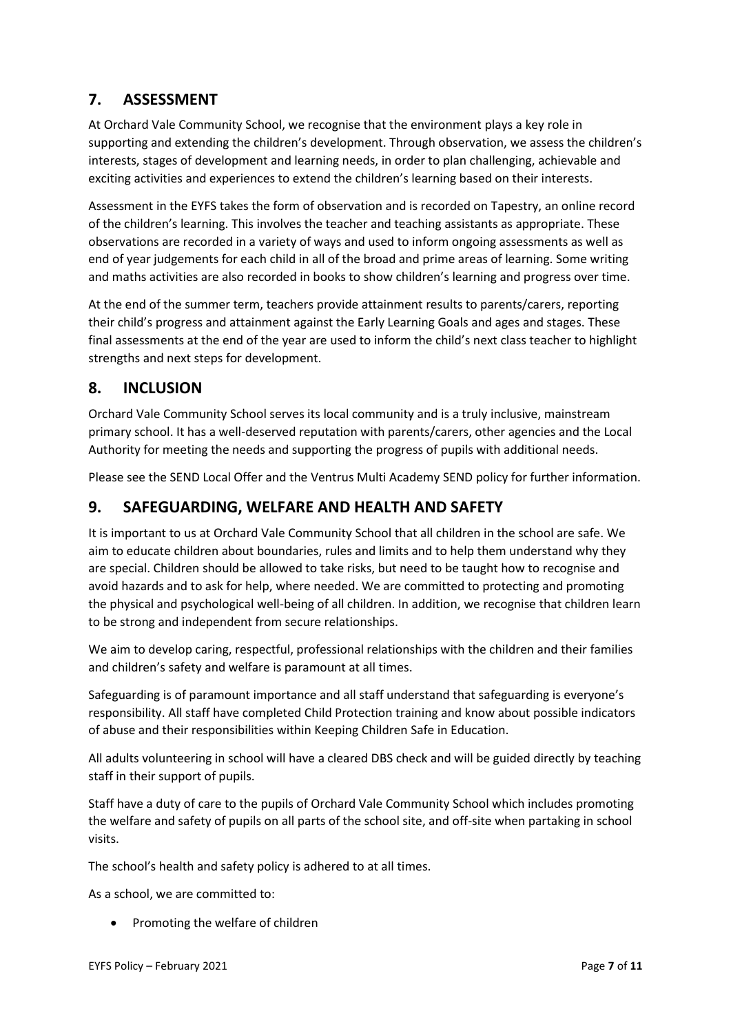## 7. ASSESSMENT

At Orchard Vale Community School, we recognise that the environment plays a key role in supporting and extending the children's development. Through observation, we assess the children's interests, stages of development and learning needs, in order to plan challenging, achievable and exciting activities and experiences to extend the children's learning based on their interests.

Assessment in the EYFS takes the form of observation and is recorded on Tapestry, an online record of the children's learning. This involves the teacher and teaching assistants as appropriate. These observations are recorded in a variety of ways and used to inform ongoing assessments as well as end of year judgements for each child in all of the broad and prime areas of learning. Some writing and maths activities are also recorded in books to show children's learning and progress over time.

At the end of the summer term, teachers provide attainment results to parents/carers, reporting their child's progress and attainment against the Early Learning Goals and ages and stages. These final assessments at the end of the year are used to inform the child's next class teacher to highlight strengths and next steps for development.

## 8. INCLUSION

Orchard Vale Community School serves its local community and is a truly inclusive, mainstream primary school. It has a well-deserved reputation with parents/carers, other agencies and the Local Authority for meeting the needs and supporting the progress of pupils with additional needs.

Please see the SEND Local Offer and the Ventrus Multi Academy SEND policy for further information.

## 9. SAFEGUARDING, WELFARE AND HEALTH AND SAFETY

It is important to us at Orchard Vale Community School that all children in the school are safe. We aim to educate children about boundaries, rules and limits and to help them understand why they are special. Children should be allowed to take risks, but need to be taught how to recognise and avoid hazards and to ask for help, where needed. We are committed to protecting and promoting the physical and psychological well-being of all children. In addition, we recognise that children learn to be strong and independent from secure relationships.

We aim to develop caring, respectful, professional relationships with the children and their families and children's safety and welfare is paramount at all times.

Safeguarding is of paramount importance and all staff understand that safeguarding is everyone's responsibility. All staff have completed Child Protection training and know about possible indicators of abuse and their responsibilities within Keeping Children Safe in Education.

All adults volunteering in school will have a cleared DBS check and will be guided directly by teaching staff in their support of pupils.

Staff have a duty of care to the pupils of Orchard Vale Community School which includes promoting the welfare and safety of pupils on all parts of the school site, and off-site when partaking in school visits.

The school's health and safety policy is adhered to at all times.

As a school, we are committed to:

- Promoting the welfare of children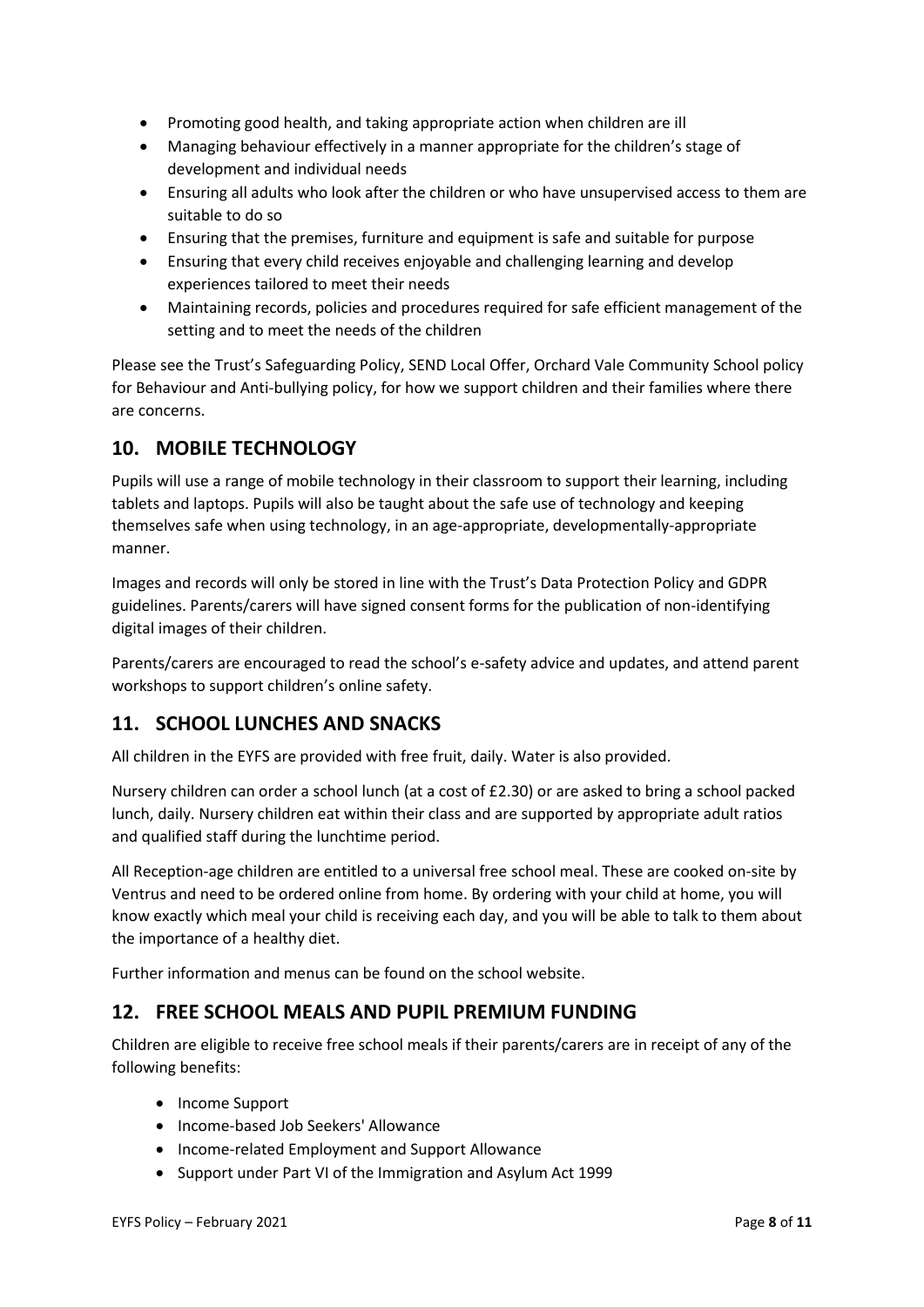- Promoting good health, and taking appropriate action when children are ill
- Managing behaviour effectively in a manner appropriate for the children's stage of development and individual needs
- Ensuring all adults who look after the children or who have unsupervised access to them are suitable to do so
- Ensuring that the premises, furniture and equipment is safe and suitable for purpose
- Ensuring that every child receives enjoyable and challenging learning and develop experiences tailored to meet their needs
- Maintaining records, policies and procedures required for safe efficient management of the setting and to meet the needs of the children

Please see the Trust's Safeguarding Policy, SEND Local Offer, Orchard Vale Community School policy for Behaviour and Anti-bullying policy, for how we support children and their families where there are concerns.

## 10. MOBILE TECHNOLOGY

Pupils will use a range of mobile technology in their classroom to support their learning, including tablets and laptops. Pupils will also be taught about the safe use of technology and keeping themselves safe when using technology, in an age-appropriate, developmentally-appropriate manner.

Images and records will only be stored in line with the Trust's Data Protection Policy and GDPR guidelines. Parents/carers will have signed consent forms for the publication of non-identifying digital images of their children.

Parents/carers are encouraged to read the school's e-safety advice and updates, and attend parent workshops to support children's online safety.

## 11. SCHOOL LUNCHES AND SNACKS

All children in the EYFS are provided with free fruit, daily. Water is also provided.

Nursery children can order a school lunch (at a cost of £2.30) or are asked to bring a school packed lunch, daily. Nursery children eat within their class and are supported by appropriate adult ratios and qualified staff during the lunchtime period.

All Reception-age children are entitled to a universal free school meal. These are cooked on-site by Ventrus and need to be ordered online from home. By ordering with your child at home, you will know exactly which meal your child is receiving each day, and you will be able to talk to them about the importance of a healthy diet.

Further information and menus can be found on the school website.

## 12. FREE SCHOOL MEALS AND PUPIL PREMIUM FUNDING

Children are eligible to receive free school meals if their parents/carers are in receipt of any of the following benefits:

- Income Support
- Income-based Job Seekers' Allowance
- Income-related Employment and Support Allowance
- Support under Part VI of the Immigration and Asylum Act 1999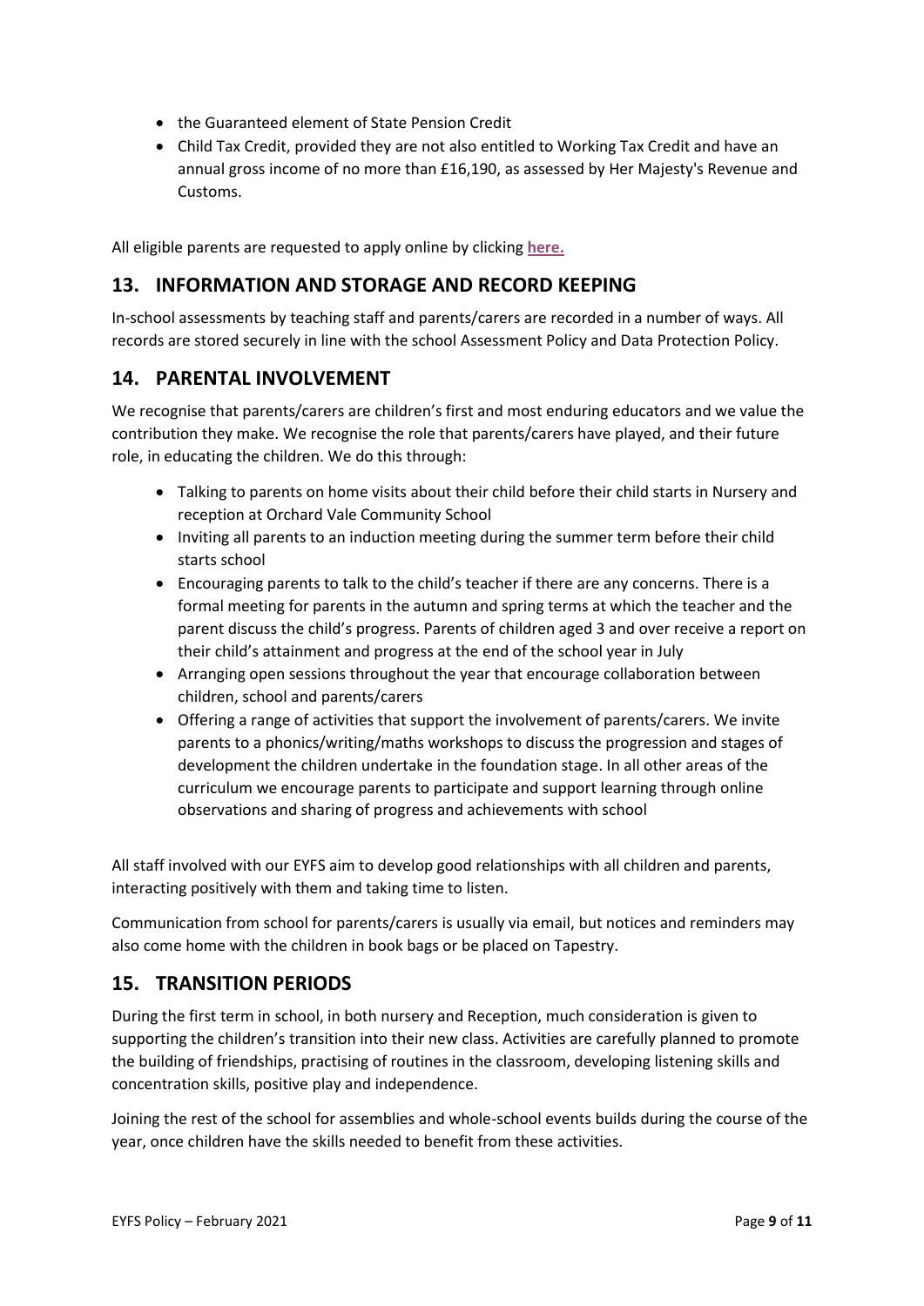- the Guaranteed element of State Pension Credit
- Child Tax Credit, provided they are not also entitled to Working Tax Credit and have an annual gross income of no more than £16,190, as assessed by Her Majesty's Revenue and Customs.

All eligible parents are requested to apply online by clicking **here.**

## 13. INFORMATION AND STORAGE AND RECORD KEEPING

In-school assessments by teaching staff and parents/carers are recorded in a number of ways. All records are stored securely in line with the school Assessment Policy and Data Protection Policy.

## 14. PARENTAL INVOLVEMENT

We recognise that parents/carers are children's first and most enduring educators and we value the contribution they make. We recognise the role that parents/carers have played, and their future role, in educating the children. We do this through:

- Talking to parents on home visits about their child before their child starts in Nursery and reception at Orchard Vale Community School
- Inviting all parents to an induction meeting during the summer term before their child starts school
- Encouraging parents to talk to the child's teacher if there are any concerns. There is a formal meeting for parents in the autumn and spring terms at which the teacher and the parent discuss the child's progress. Parents of children aged 3 and over receive a report on their child's attainment and progress at the end of the school year in July
- Arranging open sessions throughout the year that encourage collaboration between children, school and parents/carers
- Offering a range of activities that support the involvement of parents/carers. We invite parents to a phonics/writing/maths workshops to discuss the progression and stages of development the children undertake in the foundation stage. In all other areas of the curriculum we encourage parents to participate and support learning through online observations and sharing of progress and achievements with school

All staff involved with our EYFS aim to develop good relationships with all children and parents, interacting positively with them and taking time to listen.

Communication from school for parents/carers is usually via email, but notices and reminders may also come home with the children in book bags or be placed on Tapestry.

## 15. TRANSITION PERIODS

During the first term in school, in both nursery and Reception, much consideration is given to supporting the children's transition into their new class. Activities are carefully planned to promote the building of friendships, practising of routines in the classroom, developing listening skills and concentration skills, positive play and independence.

Joining the rest of the school for assemblies and whole-school events builds during the course of the year, once children have the skills needed to benefit from these activities.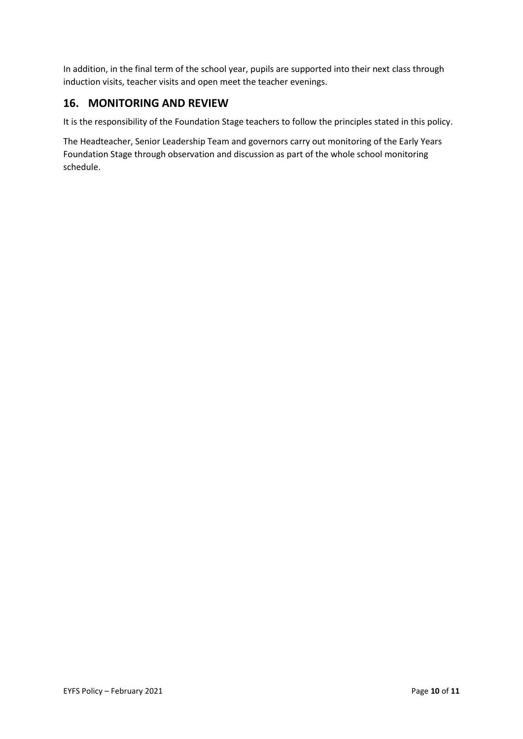In addition, in the final term of the school year, pupils are supported into their next class through induction visits, teacher visits and open meet the teacher evenings.

## 16. MONITORING AND REVIEW

It is the responsibility of the Foundation Stage teachers to follow the principles stated in this policy.

The Headteacher, Senior Leadership Team and governors carry out monitoring of the Early Years Foundation Stage through observation and discussion as part of the whole school monitoring schedule.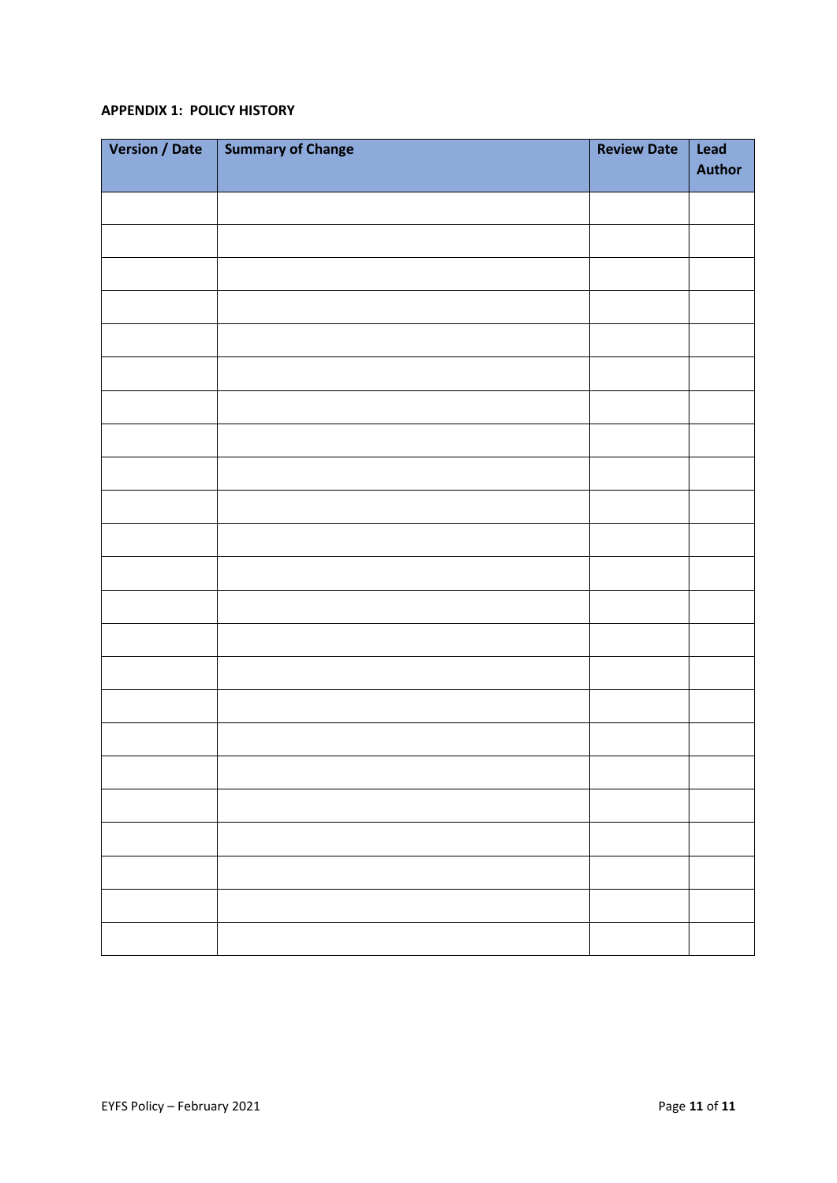**APPENDIX 1: POLICY HISTORY**

| Version / Date | Summary of Change | Review Date | Lead Author |
|---|---|---|---|
| | | | |
| | | | |
| | | | |
| | | | |
| | | | |
| | | | |
| | | | |
| | | | |
| | | | |
| | | | |
| | | | |
| | | | |
| | | | |
| | | | |
| | | | |
| | | | |
| | | | |
| | | | |
| | | | |
| | | | |
| | | | |
| | | | |
| | | | |